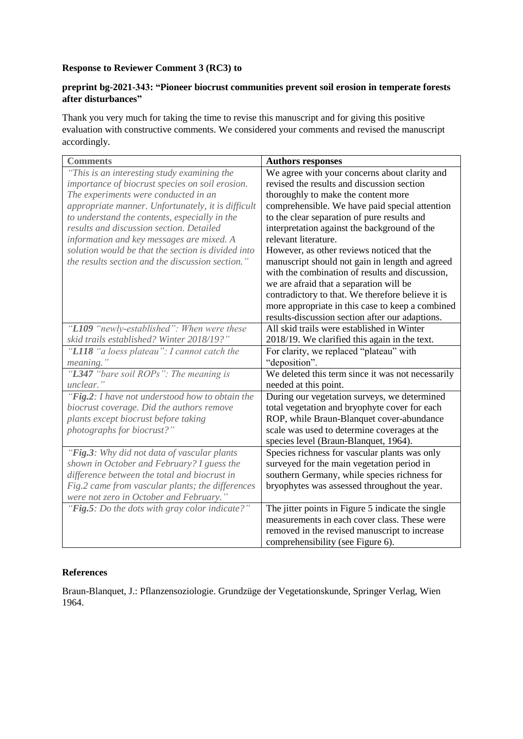**Response to Reviewer Comment 3 (RC3) to**

**preprint bg-2021-343: "Pioneer biocrust communities prevent soil erosion in temperate forests after disturbances"**

Thank you very much for taking the time to revise this manuscript and for giving this positive evaluation with constructive comments. We considered your comments and revised the manuscript accordingly.

| **Comments** | **Authors responses** |
|---|---|
| *"This is an interesting study examining the importance of biocrust species on soil erosion. The experiments were conducted in an appropriate manner. Unfortunately, it is difficult to understand the contents, especially in the results and discussion section. Detailed information and key messages are mixed. A solution would be that the section is divided into the results section and the discussion section."* | We agree with your concerns about clarity and revised the results and discussion section thoroughly to make the content more comprehensible. We have paid special attention to the clear separation of pure results and interpretation against the background of the relevant literature. However, as other reviews noticed that the manuscript should not gain in length and agreed with the combination of results and discussion, we are afraid that a separation will be contradictory to that. We therefore believe it is more appropriate in this case to keep a combined results-discussion section after our adaptions. |
| *"**L109** "newly-established": When were these skid trails established? Winter 2018/19?"* | All skid trails were established in Winter 2018/19. We clarified this again in the text. |
| *"**L118** "a loess plateau": I cannot catch the meaning."* | For clarity, we replaced "plateau" with "deposition". |
| *"**L347** "bare soil ROPs": The meaning is unclear."* | We deleted this term since it was not necessarily needed at this point. |
| *"**Fig.2**: I have not understood how to obtain the biocrust coverage. Did the authors remove plants except biocrust before taking photographs for biocrust?"* | During our vegetation surveys, we determined total vegetation and bryophyte cover for each ROP, while Braun-Blanquet cover-abundance scale was used to determine coverages at the species level (Braun-Blanquet, 1964). |
| *"**Fig.3**: Why did not data of vascular plants shown in October and February? I guess the difference between the total and biocrust in Fig.2 came from vascular plants; the differences were not zero in October and February."* | Species richness for vascular plants was only surveyed for the main vegetation period in southern Germany, while species richness for bryophytes was assessed throughout the year. |
| *"**Fig.5**: Do the dots with gray color indicate?"* | The jitter points in Figure 5 indicate the single measurements in each cover class. These were removed in the revised manuscript to increase comprehensibility (see Figure 6). |

**References**

Braun-Blanquet, J.: Pflanzensoziologie. Grundzüge der Vegetationskunde, Springer Verlag, Wien 1964.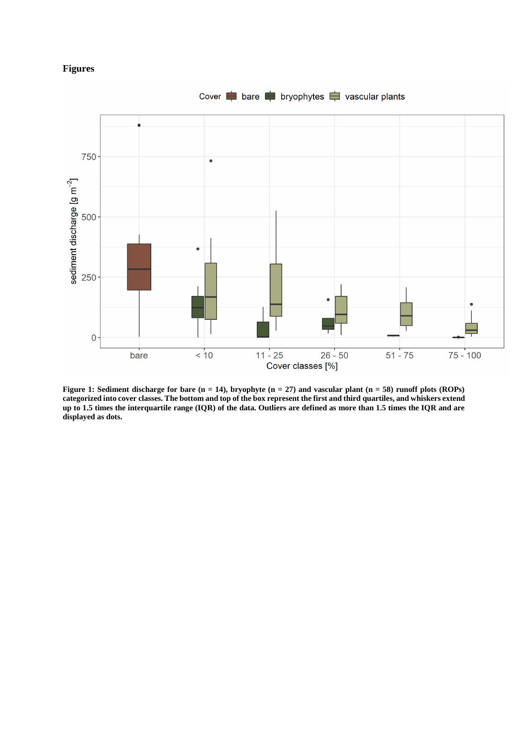## Figures

Cover bare bryophytes vascular plants

sediment discharge [g m$^{-2}$]

750

500

250

0

bare

< 10

11 - 25

26 - 50

51 - 75

75 - 100

Cover classes [%]

**Figure 1: Sediment discharge for bare (n = 14), bryophyte (n = 27) and vascular plant (n = 58) runoff plots (ROPs) categorized into cover classes. The bottom and top of the box represent the first and third quartiles, and whiskers extend up to 1.5 times the interquartile range (IQR) of the data. Outliers are defined as more than 1.5 times the IQR and are displayed as dots.**